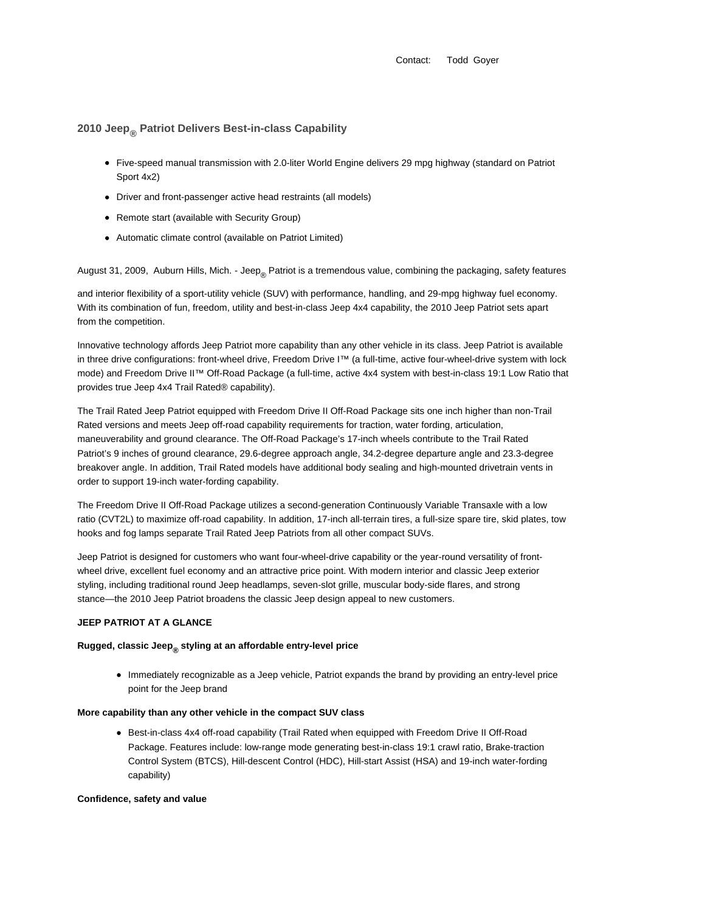Contact: Todd Goyer

## 2010 Jeep® Patriot Delivers Best-in-class Capability

- Five-speed manual transmission with 2.0-liter World Engine delivers 29 mpg highway (standard on Patriot Sport 4x2)
- Driver and front-passenger active head restraints (all models)
- Remote start (available with Security Group)
- Automatic climate control (available on Patriot Limited)

August 31, 2009, Auburn Hills, Mich. - Jeep® Patriot is a tremendous value, combining the packaging, safety features and interior flexibility of a sport-utility vehicle (SUV) with performance, handling, and 29-mpg highway fuel economy. With its combination of fun, freedom, utility and best-in-class Jeep 4x4 capability, the 2010 Jeep Patriot sets apart from the competition.

Innovative technology affords Jeep Patriot more capability than any other vehicle in its class. Jeep Patriot is available in three drive configurations: front-wheel drive, Freedom Drive I™ (a full-time, active four-wheel-drive system with lock mode) and Freedom Drive II™ Off-Road Package (a full-time, active 4x4 system with best-in-class 19:1 Low Ratio that provides true Jeep 4x4 Trail Rated® capability).

The Trail Rated Jeep Patriot equipped with Freedom Drive II Off-Road Package sits one inch higher than non-Trail Rated versions and meets Jeep off-road capability requirements for traction, water fording, articulation, maneuverability and ground clearance. The Off-Road Package's 17-inch wheels contribute to the Trail Rated Patriot's 9 inches of ground clearance, 29.6-degree approach angle, 34.2-degree departure angle and 23.3-degree breakover angle. In addition, Trail Rated models have additional body sealing and high-mounted drivetrain vents in order to support 19-inch water-fording capability.

The Freedom Drive II Off-Road Package utilizes a second-generation Continuously Variable Transaxle with a low ratio (CVT2L) to maximize off-road capability. In addition, 17-inch all-terrain tires, a full-size spare tire, skid plates, tow hooks and fog lamps separate Trail Rated Jeep Patriots from all other compact SUVs.

Jeep Patriot is designed for customers who want four-wheel-drive capability or the year-round versatility of front-wheel drive, excellent fuel economy and an attractive price point. With modern interior and classic Jeep exterior styling, including traditional round Jeep headlamps, seven-slot grille, muscular body-side flares, and strong stance—the 2010 Jeep Patriot broadens the classic Jeep design appeal to new customers.

**JEEP PATRIOT AT A GLANCE**

**Rugged, classic Jeep® styling at an affordable entry-level price**

- Immediately recognizable as a Jeep vehicle, Patriot expands the brand by providing an entry-level price point for the Jeep brand

**More capability than any other vehicle in the compact SUV class**

- Best-in-class 4x4 off-road capability (Trail Rated when equipped with Freedom Drive II Off-Road Package. Features include: low-range mode generating best-in-class 19:1 crawl ratio, Brake-traction Control System (BTCS), Hill-descent Control (HDC), Hill-start Assist (HSA) and 19-inch water-fording capability)

**Confidence, safety and value**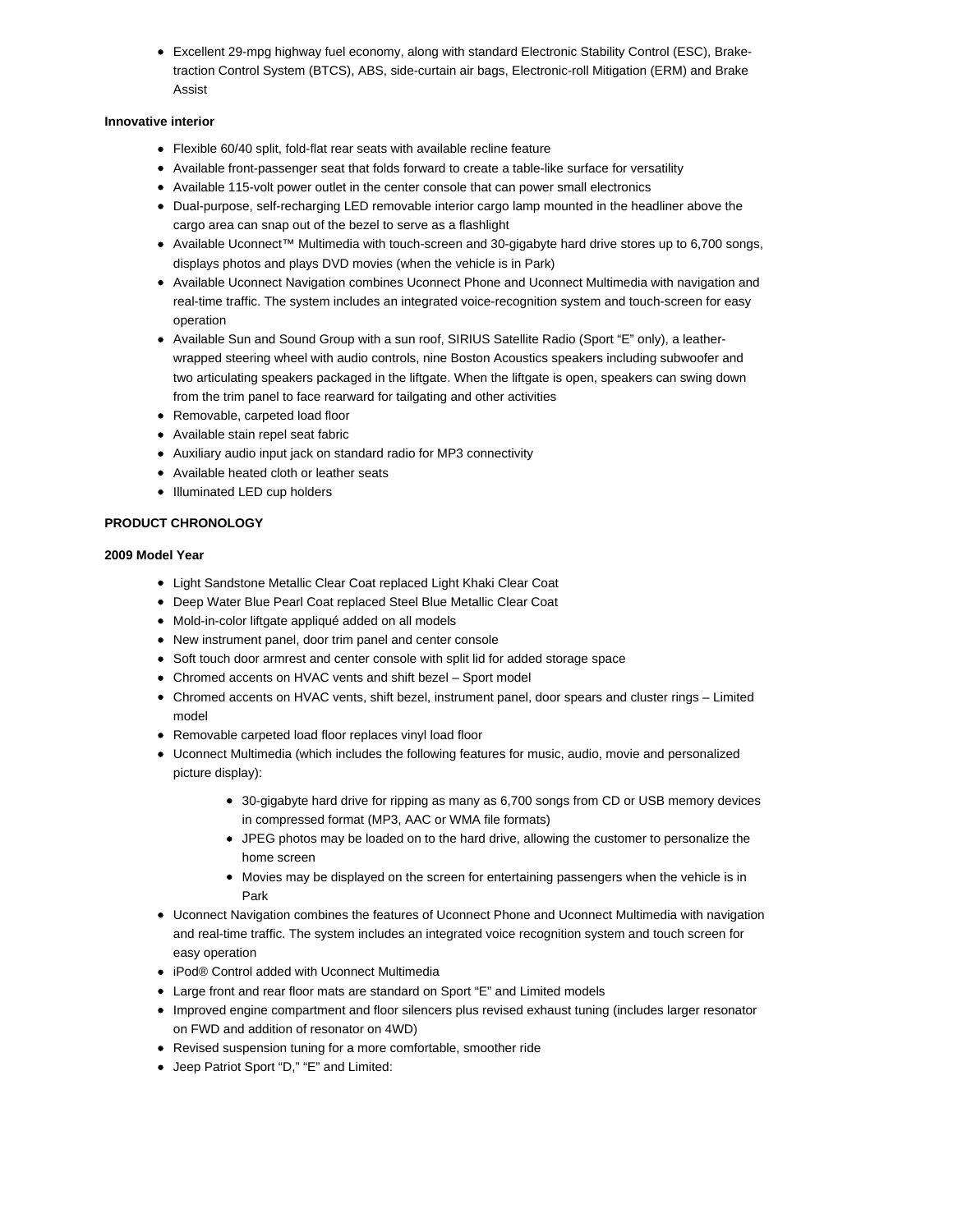- Excellent 29-mpg highway fuel economy, along with standard Electronic Stability Control (ESC), Brake-traction Control System (BTCS), ABS, side-curtain air bags, Electronic-roll Mitigation (ERM) and Brake Assist

**Innovative interior**

- Flexible 60/40 split, fold-flat rear seats with available recline feature
- Available front-passenger seat that folds forward to create a table-like surface for versatility
- Available 115-volt power outlet in the center console that can power small electronics
- Dual-purpose, self-recharging LED removable interior cargo lamp mounted in the headliner above the cargo area can snap out of the bezel to serve as a flashlight
- Available Uconnect™ Multimedia with touch-screen and 30-gigabyte hard drive stores up to 6,700 songs, displays photos and plays DVD movies (when the vehicle is in Park)
- Available Uconnect Navigation combines Uconnect Phone and Uconnect Multimedia with navigation and real-time traffic. The system includes an integrated voice-recognition system and touch-screen for easy operation
- Available Sun and Sound Group with a sun roof, SIRIUS Satellite Radio (Sport "E" only), a leather-wrapped steering wheel with audio controls, nine Boston Acoustics speakers including subwoofer and two articulating speakers packaged in the liftgate. When the liftgate is open, speakers can swing down from the trim panel to face rearward for tailgating and other activities
- Removable, carpeted load floor
- Available stain repel seat fabric
- Auxiliary audio input jack on standard radio for MP3 connectivity
- Available heated cloth or leather seats
- Illuminated LED cup holders

**PRODUCT CHRONOLOGY**

**2009 Model Year**

- Light Sandstone Metallic Clear Coat replaced Light Khaki Clear Coat
- Deep Water Blue Pearl Coat replaced Steel Blue Metallic Clear Coat
- Mold-in-color liftgate appliqué added on all models
- New instrument panel, door trim panel and center console
- Soft touch door armrest and center console with split lid for added storage space
- Chromed accents on HVAC vents and shift bezel – Sport model
- Chromed accents on HVAC vents, shift bezel, instrument panel, door spears and cluster rings – Limited model
- Removable carpeted load floor replaces vinyl load floor
- Uconnect Multimedia (which includes the following features for music, audio, movie and personalized picture display):
  - 30-gigabyte hard drive for ripping as many as 6,700 songs from CD or USB memory devices in compressed format (MP3, AAC or WMA file formats)
  - JPEG photos may be loaded on to the hard drive, allowing the customer to personalize the home screen
  - Movies may be displayed on the screen for entertaining passengers when the vehicle is in Park
- Uconnect Navigation combines the features of Uconnect Phone and Uconnect Multimedia with navigation and real-time traffic. The system includes an integrated voice recognition system and touch screen for easy operation
- iPod® Control added with Uconnect Multimedia
- Large front and rear floor mats are standard on Sport "E" and Limited models
- Improved engine compartment and floor silencers plus revised exhaust tuning (includes larger resonator on FWD and addition of resonator on 4WD)
- Revised suspension tuning for a more comfortable, smoother ride
- Jeep Patriot Sport "D," "E" and Limited: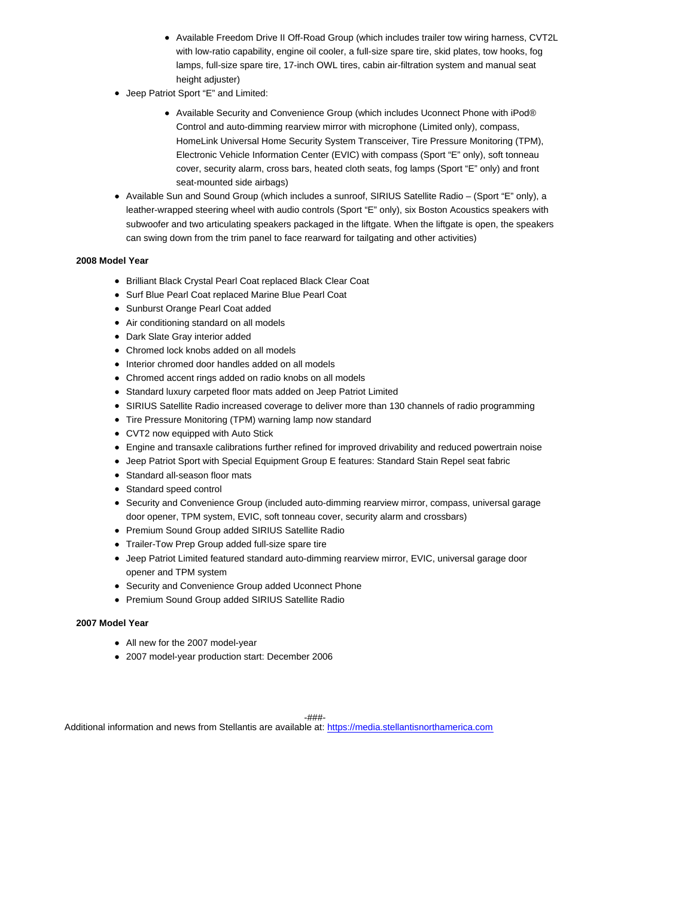- Available Freedom Drive II Off-Road Group (which includes trailer tow wiring harness, CVT2L with low-ratio capability, engine oil cooler, a full-size spare tire, skid plates, tow hooks, fog lamps, full-size spare tire, 17-inch OWL tires, cabin air-filtration system and manual seat height adjuster)
- Jeep Patriot Sport "E" and Limited:
    - Available Security and Convenience Group (which includes Uconnect Phone with iPod® Control and auto-dimming rearview mirror with microphone (Limited only), compass, HomeLink Universal Home Security System Transceiver, Tire Pressure Monitoring (TPM), Electronic Vehicle Information Center (EVIC) with compass (Sport "E" only), soft tonneau cover, security alarm, cross bars, heated cloth seats, fog lamps (Sport "E" only) and front seat-mounted side airbags)
- Available Sun and Sound Group (which includes a sunroof, SIRIUS Satellite Radio – (Sport "E" only), a leather-wrapped steering wheel with audio controls (Sport "E" only), six Boston Acoustics speakers with subwoofer and two articulating speakers packaged in the liftgate. When the liftgate is open, the speakers can swing down from the trim panel to face rearward for tailgating and other activities)

**2008 Model Year**

- Brilliant Black Crystal Pearl Coat replaced Black Clear Coat
- Surf Blue Pearl Coat replaced Marine Blue Pearl Coat
- Sunburst Orange Pearl Coat added
- Air conditioning standard on all models
- Dark Slate Gray interior added
- Chromed lock knobs added on all models
- Interior chromed door handles added on all models
- Chromed accent rings added on radio knobs on all models
- Standard luxury carpeted floor mats added on Jeep Patriot Limited
- SIRIUS Satellite Radio increased coverage to deliver more than 130 channels of radio programming
- Tire Pressure Monitoring (TPM) warning lamp now standard
- CVT2 now equipped with Auto Stick
- Engine and transaxle calibrations further refined for improved drivability and reduced powertrain noise
- Jeep Patriot Sport with Special Equipment Group E features: Standard Stain Repel seat fabric
- Standard all-season floor mats
- Standard speed control
- Security and Convenience Group (included auto-dimming rearview mirror, compass, universal garage door opener, TPM system, EVIC, soft tonneau cover, security alarm and crossbars)
- Premium Sound Group added SIRIUS Satellite Radio
- Trailer-Tow Prep Group added full-size spare tire
- Jeep Patriot Limited featured standard auto-dimming rearview mirror, EVIC, universal garage door opener and TPM system
- Security and Convenience Group added Uconnect Phone
- Premium Sound Group added SIRIUS Satellite Radio

**2007 Model Year**

- All new for the 2007 model-year
- 2007 model-year production start: December 2006

-###-

Additional information and news from Stellantis are available at: https://media.stellantisnorthamerica.com